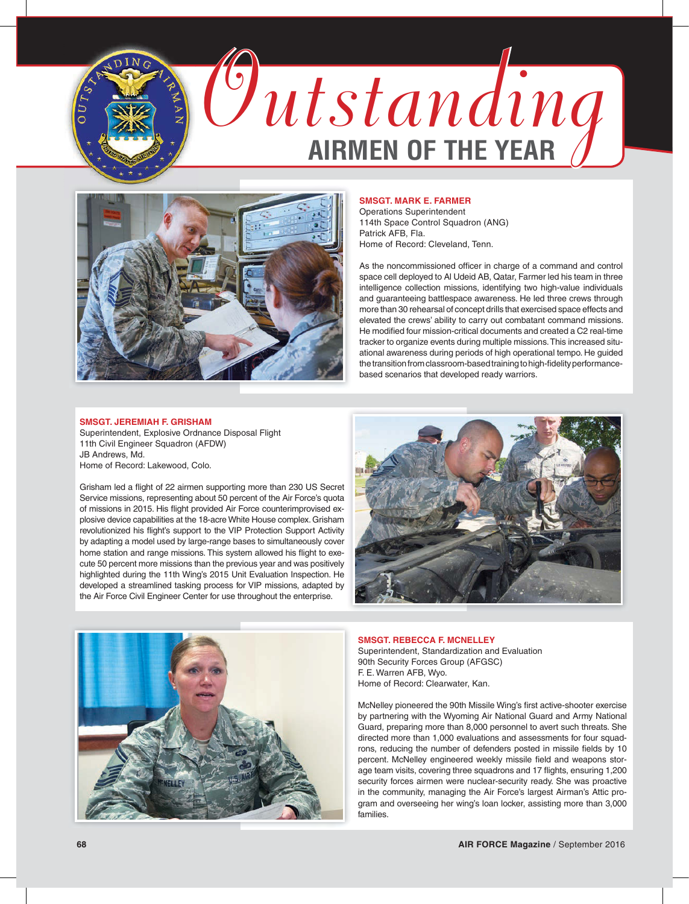# Outstanding

## AIRMEN OF THE YEAR

**SMSGT. MARK E. FARMER**
Operations Superintendent
114th Space Control Squadron (ANG)
Patrick AFB, Fla.
Home of Record: Cleveland, Tenn.

As the noncommissioned officer in charge of a command and control space cell deployed to Al Udeid AB, Qatar, Farmer led his team in three intelligence collection missions, identifying two high-value individuals and guaranteeing battlespace awareness. He led three crews through more than 30 rehearsal of concept drills that exercised space effects and elevated the crews' ability to carry out combatant command missions. He modified four mission-critical documents and created a C2 real-time tracker to organize events during multiple missions. This increased situational awareness during periods of high operational tempo. He guided the transition from classroom-based training to high-fidelity performance-based scenarios that developed ready warriors.

**SMSGT. JEREMIAH F. GRISHAM**
Superintendent, Explosive Ordnance Disposal Flight
11th Civil Engineer Squadron (AFDW)
JB Andrews, Md.
Home of Record: Lakewood, Colo.

Grisham led a flight of 22 airmen supporting more than 230 US Secret Service missions, representing about 50 percent of the Air Force's quota of missions in 2015. His flight provided Air Force counterimprovised explosive device capabilities at the 18-acre White House complex. Grisham revolutionized his flight's support to the VIP Protection Support Activity by adapting a model used by large-range bases to simultaneously cover home station and range missions. This system allowed his flight to execute 50 percent more missions than the previous year and was positively highlighted during the 11th Wing's 2015 Unit Evaluation Inspection. He developed a streamlined tasking process for VIP missions, adapted by the Air Force Civil Engineer Center for use throughout the enterprise.

**SMSGT. REBECCA F. MCNELLEY**
Superintendent, Standardization and Evaluation
90th Security Forces Group (AFGSC)
F. E. Warren AFB, Wyo.
Home of Record: Clearwater, Kan.

McNelley pioneered the 90th Missile Wing's first active-shooter exercise by partnering with the Wyoming Air National Guard and Army National Guard, preparing more than 8,000 personnel to avert such threats. She directed more than 1,000 evaluations and assessments for four squadrons, reducing the number of defenders posted in missile fields by 10 percent. McNelley engineered weekly missile field and weapons storage team visits, covering three squadrons and 17 flights, ensuring 1,200 security forces airmen were nuclear-security ready. She was proactive in the community, managing the Air Force's largest Airman's Attic program and overseeing her wing's loan locker, assisting more than 3,000 families.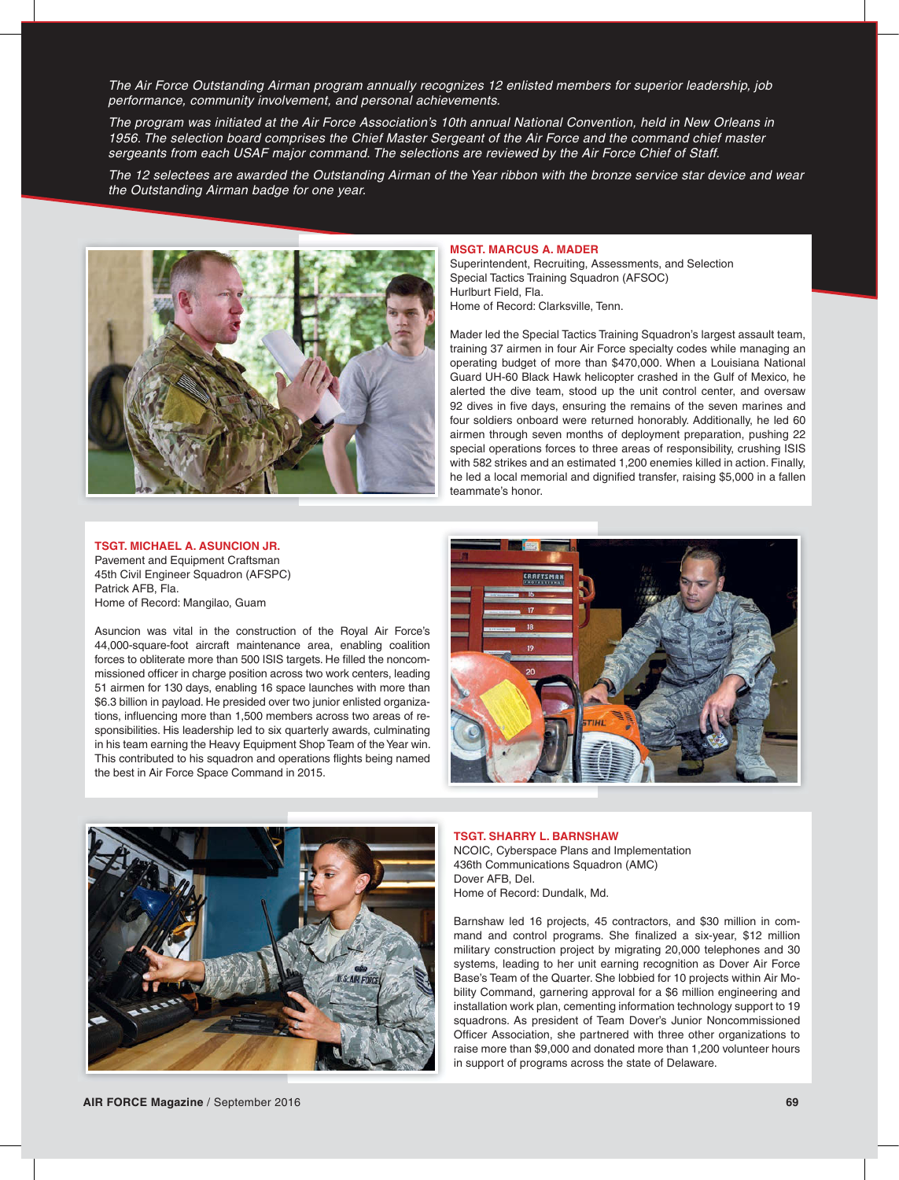*The Air Force Outstanding Airman program annually recognizes 12 enlisted members for superior leadership, job performance, community involvement, and personal achievements.*

*The program was initiated at the Air Force Association's 10th annual National Convention, held in New Orleans in 1956. The selection board comprises the Chief Master Sergeant of the Air Force and the command chief master sergeants from each USAF major command. The selections are reviewed by the Air Force Chief of Staff.*

*The 12 selectees are awarded the Outstanding Airman of the Year ribbon with the bronze service star device and wear the Outstanding Airman badge for one year.*

**MSGT. MARCUS A. MADER**
Superintendent, Recruiting, Assessments, and Selection
Special Tactics Training Squadron (AFSOC)
Hurlburt Field, Fla.
Home of Record: Clarksville, Tenn.

Mader led the Special Tactics Training Squadron's largest assault team, training 37 airmen in four Air Force specialty codes while managing an operating budget of more than $470,000. When a Louisiana National Guard UH-60 Black Hawk helicopter crashed in the Gulf of Mexico, he alerted the dive team, stood up the unit control center, and oversaw 92 dives in five days, ensuring the remains of the seven marines and four soldiers onboard were returned honorably. Additionally, he led 60 airmen through seven months of deployment preparation, pushing 22 special operations forces to three areas of responsibility, crushing ISIS with 582 strikes and an estimated 1,200 enemies killed in action. Finally, he led a local memorial and dignified transfer, raising $5,000 in a fallen teammate's honor.

**TSGT. MICHAEL A. ASUNCION JR.**
Pavement and Equipment Craftsman
45th Civil Engineer Squadron (AFSPC)
Patrick AFB, Fla.
Home of Record: Mangilao, Guam

Asuncion was vital in the construction of the Royal Air Force's 44,000-square-foot aircraft maintenance area, enabling coalition forces to obliterate more than 500 ISIS targets. He filled the noncommissioned officer in charge position across two work centers, leading 51 airmen for 130 days, enabling 16 space launches with more than $6.3 billion in payload. He presided over two junior enlisted organizations, influencing more than 1,500 members across two areas of responsibilities. His leadership led to six quarterly awards, culminating in his team earning the Heavy Equipment Shop Team of the Year win. This contributed to his squadron and operations flights being named the best in Air Force Space Command in 2015.

**TSGT. SHARRY L. BARNSHAW**
NCOIC, Cyberspace Plans and Implementation
436th Communications Squadron (AMC)
Dover AFB, Del.
Home of Record: Dundalk, Md.

Barnshaw led 16 projects, 45 contractors, and $30 million in command and control programs. She finalized a six-year, $12 million military construction project by migrating 20,000 telephones and 30 systems, leading to her unit earning recognition as Dover Air Force Base's Team of the Quarter. She lobbied for 10 projects within Air Mobility Command, garnering approval for a $6 million engineering and installation work plan, cementing information technology support to 19 squadrons. As president of Team Dover's Junior Noncommissioned Officer Association, she partnered with three other organizations to raise more than $9,000 and donated more than 1,200 volunteer hours in support of programs across the state of Delaware.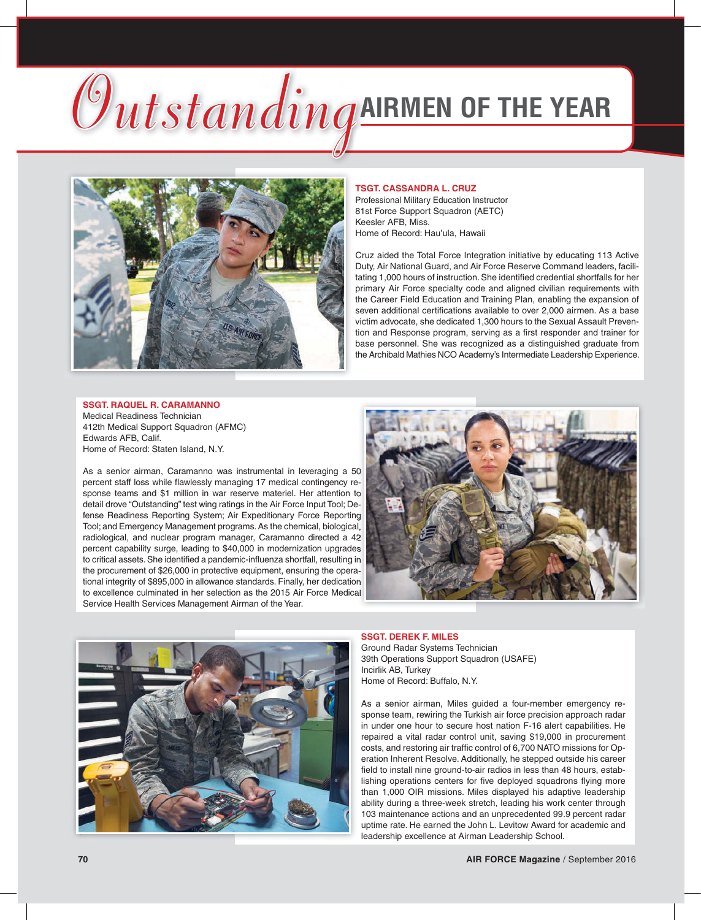# *Outstanding* AIRMEN OF THE YEAR

**TSGT. CASSANDRA L. CRUZ**
Professional Military Education Instructor
81st Force Support Squadron (AETC)
Keesler AFB, Miss.
Home of Record: Hau'ula, Hawaii

Cruz aided the Total Force Integration initiative by educating 113 Active Duty, Air National Guard, and Air Force Reserve Command leaders, facilitating 1,000 hours of instruction. She identified credential shortfalls for her primary Air Force specialty code and aligned civilian requirements with the Career Field Education and Training Plan, enabling the expansion of seven additional certifications available to over 2,000 airmen. As a base victim advocate, she dedicated 1,300 hours to the Sexual Assault Prevention and Response program, serving as a first responder and trainer for base personnel. She was recognized as a distinguished graduate from the Archibald Mathies NCO Academy's Intermediate Leadership Experience.

**SSGT. RAQUEL R. CARAMANNO**
Medical Readiness Technician
412th Medical Support Squadron (AFMC)
Edwards AFB, Calif.
Home of Record: Staten Island, N.Y.

As a senior airman, Caramanno was instrumental in leveraging a 50 percent staff loss while flawlessly managing 17 medical contingency response teams and $1 million in war reserve materiel. Her attention to detail drove "Outstanding" test wing ratings in the Air Force Input Tool; Defense Readiness Reporting System; Air Expeditionary Force Reporting Tool; and Emergency Management programs. As the chemical, biological, radiological, and nuclear program manager, Caramanno directed a 42 percent capability surge, leading to $40,000 in modernization upgrades to critical assets. She identified a pandemic-influenza shortfall, resulting in the procurement of $26,000 in protective equipment, ensuring the operational integrity of $895,000 in allowance standards. Finally, her dedication to excellence culminated in her selection as the 2015 Air Force Medical Service Health Services Management Airman of the Year.

**SSGT. DEREK F. MILES**
Ground Radar Systems Technician
39th Operations Support Squadron (USAFE)
Incirlik AB, Turkey
Home of Record: Buffalo, N.Y.

As a senior airman, Miles guided a four-member emergency response team, rewiring the Turkish air force precision approach radar in under one hour to secure host nation F-16 alert capabilities. He repaired a vital radar control unit, saving $19,000 in procurement costs, and restoring air traffic control of 6,700 NATO missions for Operation Inherent Resolve. Additionally, he stepped outside his career field to install nine ground-to-air radios in less than 48 hours, establishing operations centers for five deployed squadrons flying more than 1,000 OIR missions. Miles displayed his adaptive leadership ability during a three-week stretch, leading his work center through 103 maintenance actions and an unprecedented 99.9 percent radar uptime rate. He earned the John L. Levitow Award for academic and leadership excellence at Airman Leadership School.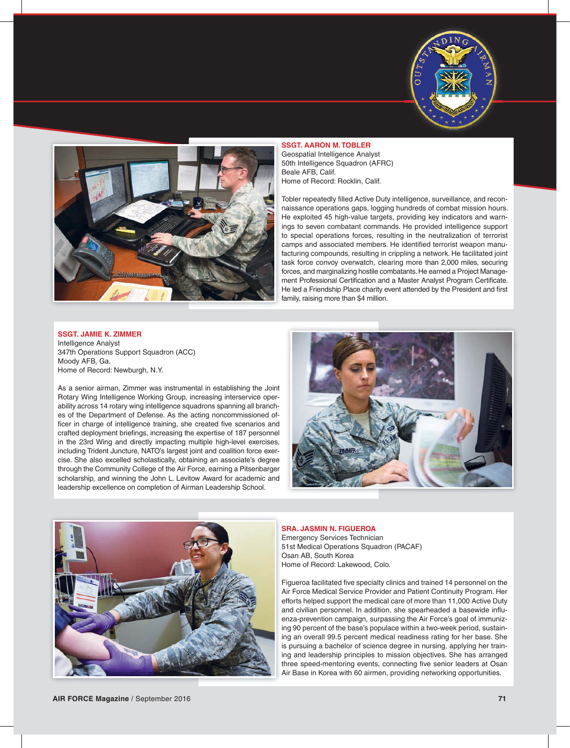**SSGT. AARON M. TOBLER**
Geospatial Intelligence Analyst
50th Intelligence Squadron (AFRC)
Beale AFB, Calif.
Home of Record: Rocklin, Calif.

Tobler repeatedly filled Active Duty intelligence, surveillance, and reconnaissance operations gaps, logging hundreds of combat mission hours. He exploited 45 high-value targets, providing key indicators and warnings to seven combatant commands. He provided intelligence support to special operations forces, resulting in the neutralization of terrorist camps and associated members. He identified terrorist weapon manufacturing compounds, resulting in crippling a network. He facilitated joint task force convoy overwatch, clearing more than 2,000 miles, securing forces, and marginalizing hostile combatants. He earned a Project Management Professional Certification and a Master Analyst Program Certificate. He led a Friendship Place charity event attended by the President and first family, raising more than $4 million.

**SSGT. JAMIE K. ZIMMER**
Intelligence Analyst
347th Operations Support Squadron (ACC)
Moody AFB, Ga.
Home of Record: Newburgh, N.Y.

As a senior airman, Zimmer was instrumental in establishing the Joint Rotary Wing Intelligence Working Group, increasing interservice operability across 14 rotary wing intelligence squadrons spanning all branches of the Department of Defense. As the acting noncommissioned officer in charge of intelligence training, she created five scenarios and crafted deployment briefings, increasing the expertise of 187 personnel in the 23rd Wing and directly impacting multiple high-level exercises, including Trident Juncture, NATO's largest joint and coalition force exercise. She also excelled scholastically, obtaining an associate's degree through the Community College of the Air Force, earning a Pitsenbarger scholarship, and winning the John L. Levitow Award for academic and leadership excellence on completion of Airman Leadership School.

**SRA. JASMIN N. FIGUEROA**
Emergency Services Technician
51st Medical Operations Squadron (PACAF)
Osan AB, South Korea
Home of Record: Lakewood, Colo.

Figueroa facilitated five specialty clinics and trained 14 personnel on the Air Force Medical Service Provider and Patient Continuity Program. Her efforts helped support the medical care of more than 11,000 Active Duty and civilian personnel. In addition, she spearheaded a basewide influenza-prevention campaign, surpassing the Air Force's goal of immunizing 90 percent of the base's populace within a two-week period, sustaining an overall 99.5 percent medical readiness rating for her base. She is pursuing a bachelor of science degree in nursing, applying her training and leadership principles to mission objectives. She has arranged three speed-mentoring events, connecting five senior leaders at Osan Air Base in Korea with 60 airmen, providing networking opportunities.